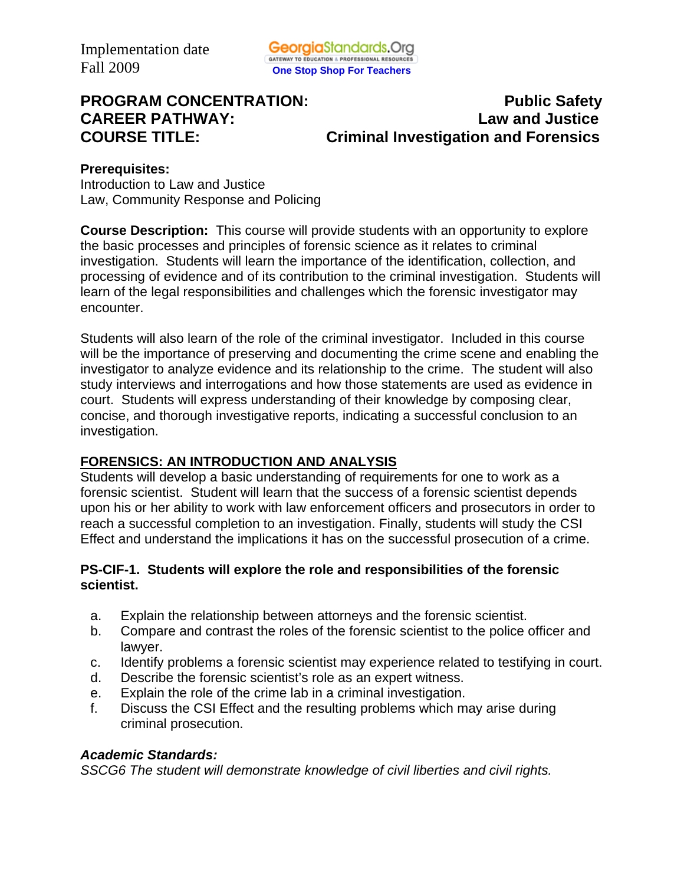Implementation date
Fall 2009

GeorgiaStandards.Org
GATEWAY TO EDUCATION & PROFESSIONAL RESOURCES
One Stop Shop For Teachers

**PROGRAM CONCENTRATION: Public Safety**
**CAREER PATHWAY: Law and Justice**
**COURSE TITLE: Criminal Investigation and Forensics**

**Prerequisites:**
Introduction to Law and Justice
Law, Community Response and Policing

**Course Description:** This course will provide students with an opportunity to explore the basic processes and principles of forensic science as it relates to criminal investigation. Students will learn the importance of the identification, collection, and processing of evidence and of its contribution to the criminal investigation. Students will learn of the legal responsibilities and challenges which the forensic investigator may encounter.

Students will also learn of the role of the criminal investigator. Included in this course will be the importance of preserving and documenting the crime scene and enabling the investigator to analyze evidence and its relationship to the crime. The student will also study interviews and interrogations and how those statements are used as evidence in court. Students will express understanding of their knowledge by composing clear, concise, and thorough investigative reports, indicating a successful conclusion to an investigation.

## FORENSICS: AN INTRODUCTION AND ANALYSIS

Students will develop a basic understanding of requirements for one to work as a forensic scientist. Student will learn that the success of a forensic scientist depends upon his or her ability to work with law enforcement officers and prosecutors in order to reach a successful completion to an investigation. Finally, students will study the CSI Effect and understand the implications it has on the successful prosecution of a crime.

**PS-CIF-1. Students will explore the role and responsibilities of the forensic scientist.**

a. Explain the relationship between attorneys and the forensic scientist.
b. Compare and contrast the roles of the forensic scientist to the police officer and lawyer.
c. Identify problems a forensic scientist may experience related to testifying in court.
d. Describe the forensic scientist's role as an expert witness.
e. Explain the role of the crime lab in a criminal investigation.
f. Discuss the CSI Effect and the resulting problems which may arise during criminal prosecution.

***Academic Standards:***
*SSCG6 The student will demonstrate knowledge of civil liberties and civil rights.*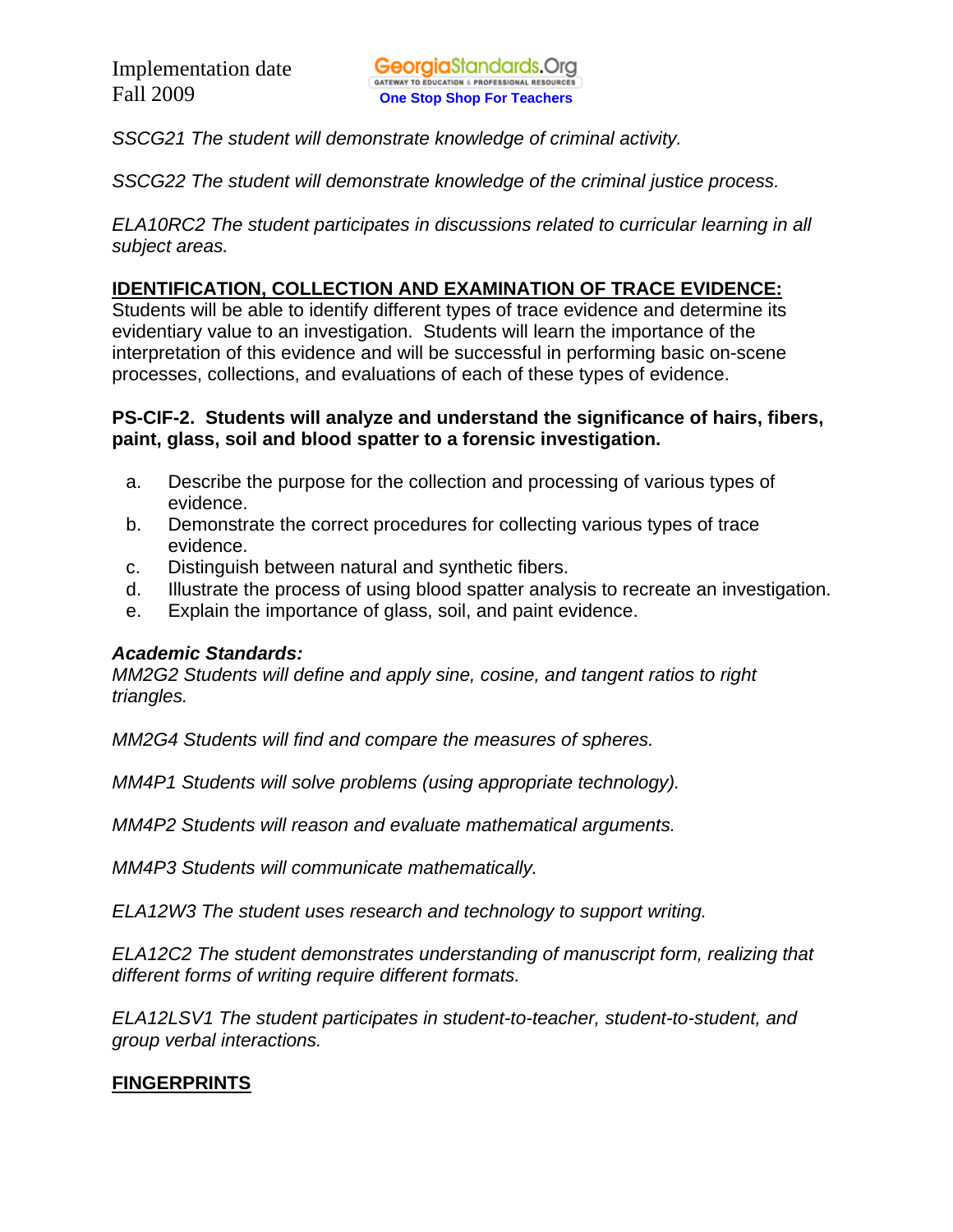*SSCG21 The student will demonstrate knowledge of criminal activity.*

*SSCG22 The student will demonstrate knowledge of the criminal justice process.*

*ELA10RC2 The student participates in discussions related to curricular learning in all subject areas.*

**IDENTIFICATION, COLLECTION AND EXAMINATION OF TRACE EVIDENCE:**
Students will be able to identify different types of trace evidence and determine its evidentiary value to an investigation. Students will learn the importance of the interpretation of this evidence and will be successful in performing basic on-scene processes, collections, and evaluations of each of these types of evidence.

**PS-CIF-2. Students will analyze and understand the significance of hairs, fibers, paint, glass, soil and blood spatter to a forensic investigation.**

a. Describe the purpose for the collection and processing of various types of evidence.
b. Demonstrate the correct procedures for collecting various types of trace evidence.
c. Distinguish between natural and synthetic fibers.
d. Illustrate the process of using blood spatter analysis to recreate an investigation.
e. Explain the importance of glass, soil, and paint evidence.

***Academic Standards:***
*MM2G2 Students will define and apply sine, cosine, and tangent ratios to right triangles.*

*MM2G4 Students will find and compare the measures of spheres.*

*MM4P1 Students will solve problems (using appropriate technology).*

*MM4P2 Students will reason and evaluate mathematical arguments.*

*MM4P3 Students will communicate mathematically.*

*ELA12W3 The student uses research and technology to support writing.*

*ELA12C2 The student demonstrates understanding of manuscript form, realizing that different forms of writing require different formats.*

*ELA12LSV1 The student participates in student-to-teacher, student-to-student, and group verbal interactions.*

**FINGERPRINTS**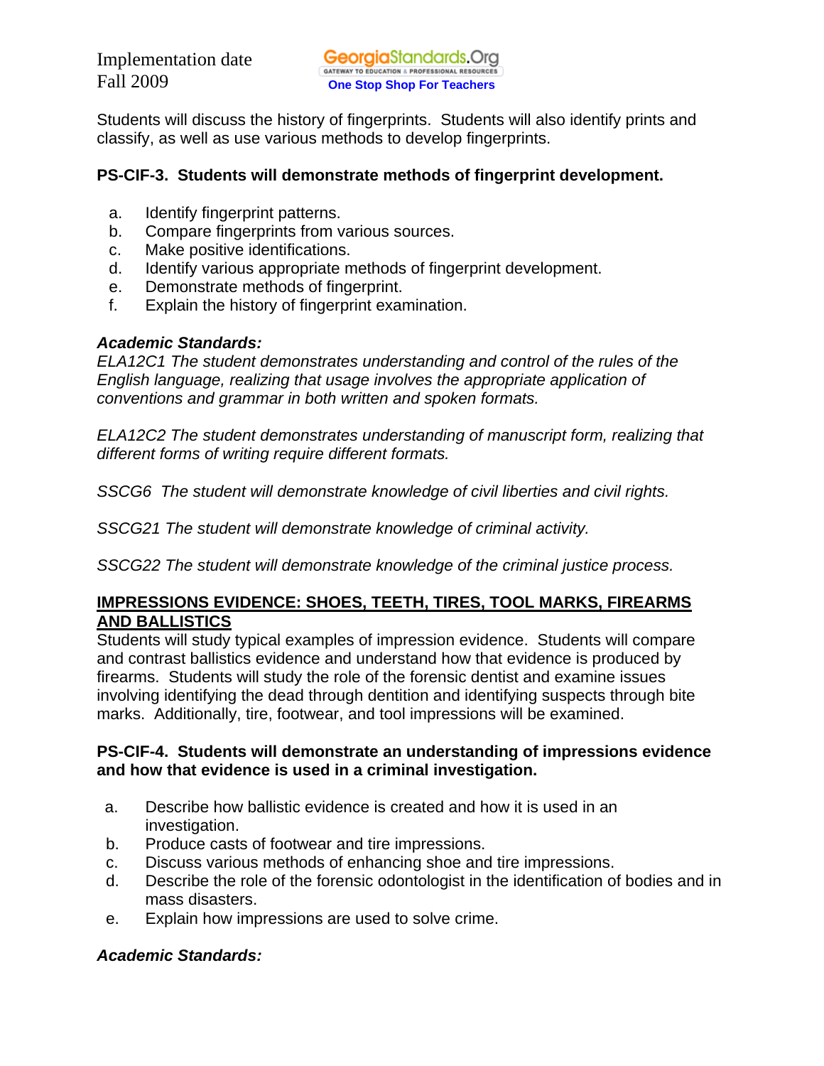Students will discuss the history of fingerprints. Students will also identify prints and classify, as well as use various methods to develop fingerprints.

**PS-CIF-3. Students will demonstrate methods of fingerprint development.**

a. Identify fingerprint patterns.
b. Compare fingerprints from various sources.
c. Make positive identifications.
d. Identify various appropriate methods of fingerprint development.
e. Demonstrate methods of fingerprint.
f. Explain the history of fingerprint examination.

***Academic Standards:***

*ELA12C1 The student demonstrates understanding and control of the rules of the English language, realizing that usage involves the appropriate application of conventions and grammar in both written and spoken formats.*

*ELA12C2 The student demonstrates understanding of manuscript form, realizing that different forms of writing require different formats.*

*SSCG6 The student will demonstrate knowledge of civil liberties and civil rights.*

*SSCG21 The student will demonstrate knowledge of criminal activity.*

*SSCG22 The student will demonstrate knowledge of the criminal justice process.*

## IMPRESSIONS EVIDENCE: SHOES, TEETH, TIRES, TOOL MARKS, FIREARMS AND BALLISTICS

Students will study typical examples of impression evidence. Students will compare and contrast ballistics evidence and understand how that evidence is produced by firearms. Students will study the role of the forensic dentist and examine issues involving identifying the dead through dentition and identifying suspects through bite marks. Additionally, tire, footwear, and tool impressions will be examined.

**PS-CIF-4. Students will demonstrate an understanding of impressions evidence and how that evidence is used in a criminal investigation.**

a. Describe how ballistic evidence is created and how it is used in an investigation.
b. Produce casts of footwear and tire impressions.
c. Discuss various methods of enhancing shoe and tire impressions.
d. Describe the role of the forensic odontologist in the identification of bodies and in mass disasters.
e. Explain how impressions are used to solve crime.

***Academic Standards:***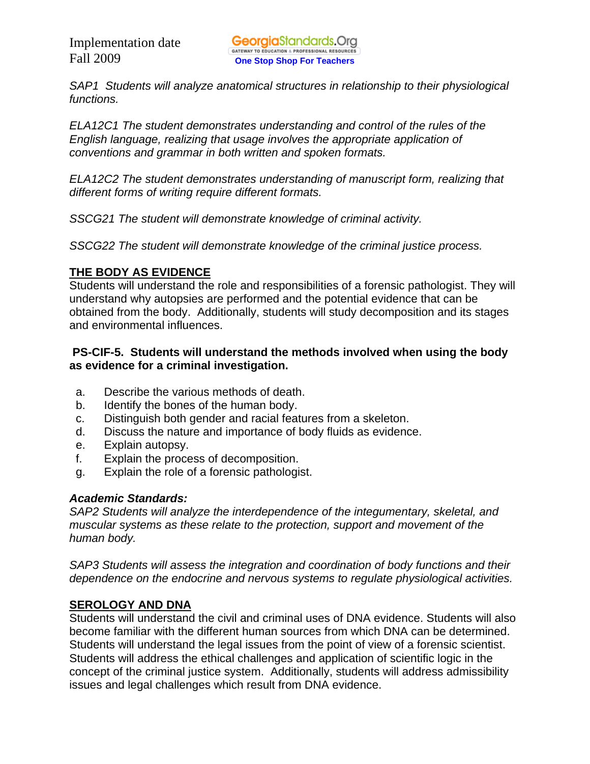*SAP1 Students will analyze anatomical structures in relationship to their physiological functions.*

*ELA12C1 The student demonstrates understanding and control of the rules of the English language, realizing that usage involves the appropriate application of conventions and grammar in both written and spoken formats.*

*ELA12C2 The student demonstrates understanding of manuscript form, realizing that different forms of writing require different formats.*

*SSCG21 The student will demonstrate knowledge of criminal activity.*

*SSCG22 The student will demonstrate knowledge of the criminal justice process.*

## THE BODY AS EVIDENCE

Students will understand the role and responsibilities of a forensic pathologist. They will understand why autopsies are performed and the potential evidence that can be obtained from the body. Additionally, students will study decomposition and its stages and environmental influences.

**PS-CIF-5. Students will understand the methods involved when using the body as evidence for a criminal investigation.**

a. Describe the various methods of death.
b. Identify the bones of the human body.
c. Distinguish both gender and racial features from a skeleton.
d. Discuss the nature and importance of body fluids as evidence.
e. Explain autopsy.
f. Explain the process of decomposition.
g. Explain the role of a forensic pathologist.

***Academic Standards:***
*SAP2 Students will analyze the interdependence of the integumentary, skeletal, and muscular systems as these relate to the protection, support and movement of the human body.*

*SAP3 Students will assess the integration and coordination of body functions and their dependence on the endocrine and nervous systems to regulate physiological activities.*

## SEROLOGY AND DNA

Students will understand the civil and criminal uses of DNA evidence. Students will also become familiar with the different human sources from which DNA can be determined. Students will understand the legal issues from the point of view of a forensic scientist. Students will address the ethical challenges and application of scientific logic in the concept of the criminal justice system. Additionally, students will address admissibility issues and legal challenges which result from DNA evidence.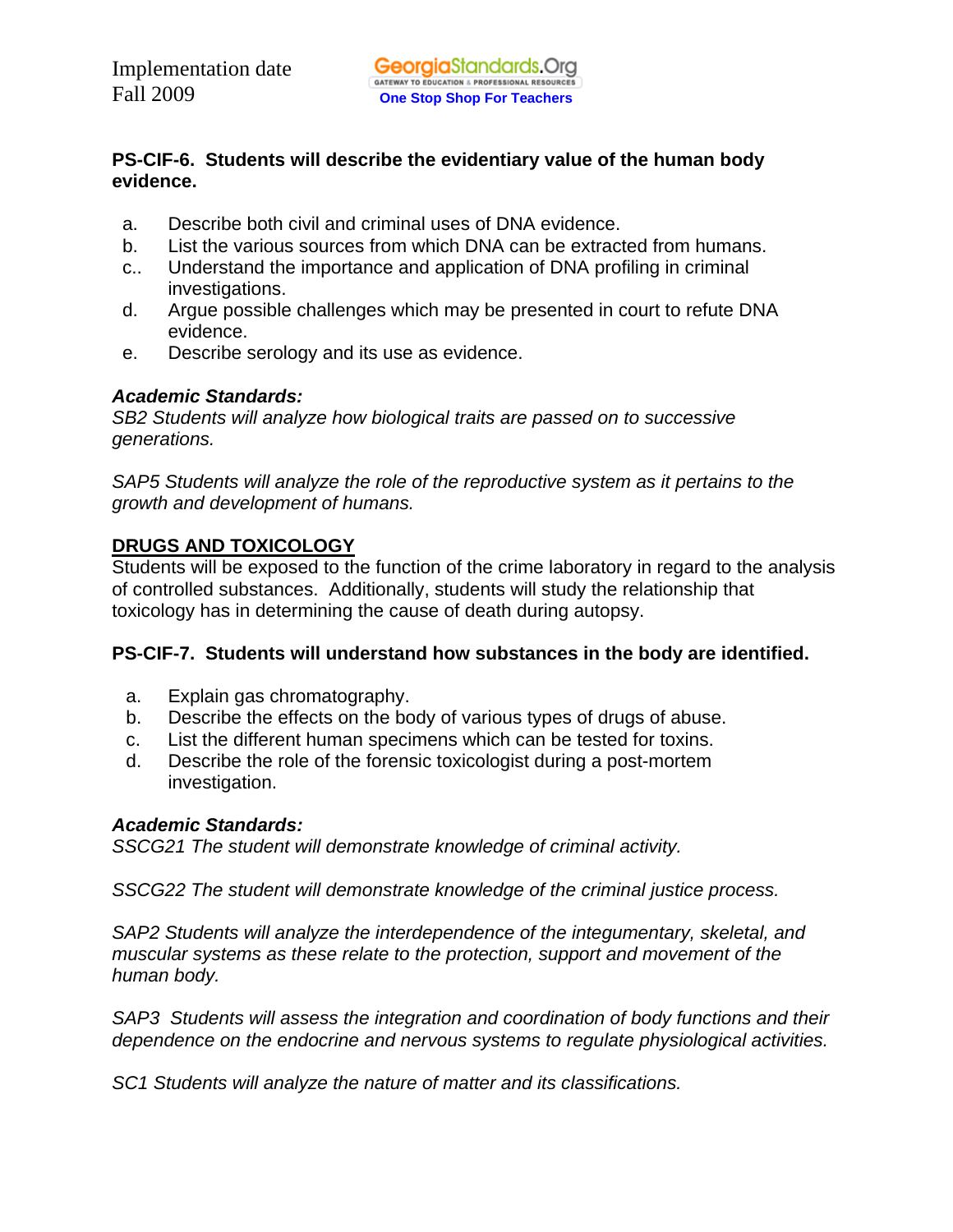**PS-CIF-6. Students will describe the evidentiary value of the human body evidence.**

a. Describe both civil and criminal uses of DNA evidence.
b. List the various sources from which DNA can be extracted from humans.
c.. Understand the importance and application of DNA profiling in criminal investigations.
d. Argue possible challenges which may be presented in court to refute DNA evidence.
e. Describe serology and its use as evidence.

***Academic Standards:***
*SB2 Students will analyze how biological traits are passed on to successive generations.*

*SAP5 Students will analyze the role of the reproductive system as it pertains to the growth and development of humans.*

**DRUGS AND TOXICOLOGY**
Students will be exposed to the function of the crime laboratory in regard to the analysis of controlled substances. Additionally, students will study the relationship that toxicology has in determining the cause of death during autopsy.

**PS-CIF-7. Students will understand how substances in the body are identified.**

a. Explain gas chromatography.
b. Describe the effects on the body of various types of drugs of abuse.
c. List the different human specimens which can be tested for toxins.
d. Describe the role of the forensic toxicologist during a post-mortem investigation.

***Academic Standards:***
*SSCG21 The student will demonstrate knowledge of criminal activity.*

*SSCG22 The student will demonstrate knowledge of the criminal justice process.*

*SAP2 Students will analyze the interdependence of the integumentary, skeletal, and muscular systems as these relate to the protection, support and movement of the human body.*

*SAP3 Students will assess the integration and coordination of body functions and their dependence on the endocrine and nervous systems to regulate physiological activities.*

*SC1 Students will analyze the nature of matter and its classifications.*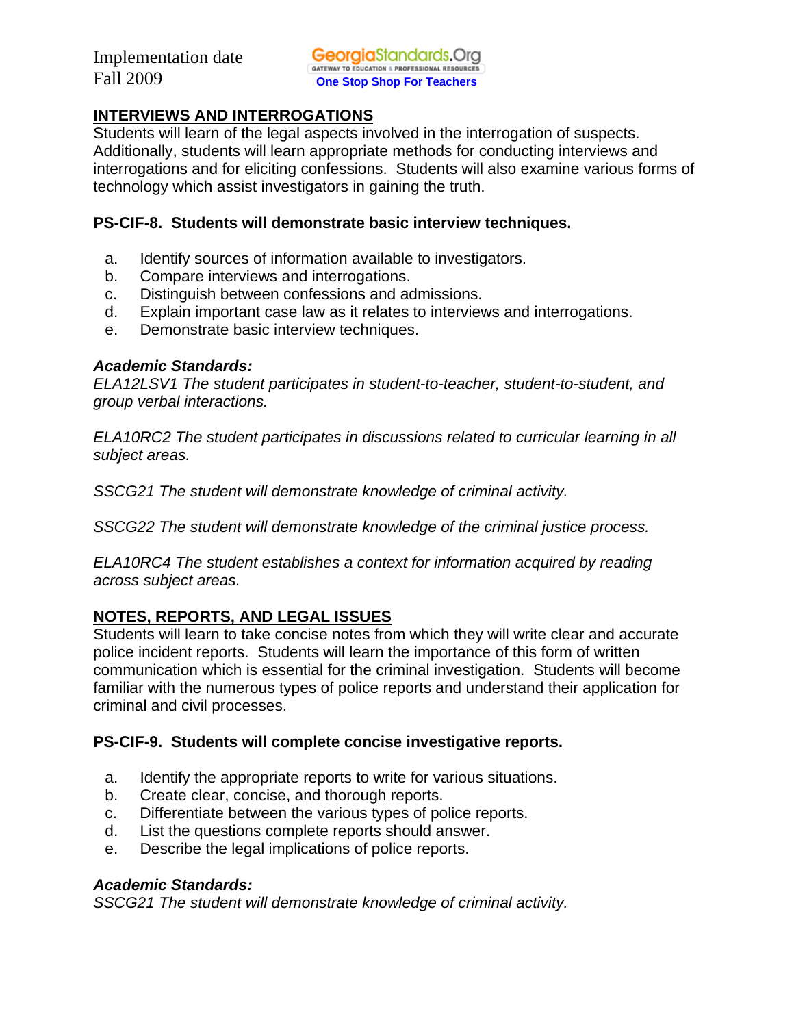## INTERVIEWS AND INTERROGATIONS

Students will learn of the legal aspects involved in the interrogation of suspects. Additionally, students will learn appropriate methods for conducting interviews and interrogations and for eliciting confessions. Students will also examine various forms of technology which assist investigators in gaining the truth.

**PS-CIF-8. Students will demonstrate basic interview techniques.**

a. Identify sources of information available to investigators.
b. Compare interviews and interrogations.
c. Distinguish between confessions and admissions.
d. Explain important case law as it relates to interviews and interrogations.
e. Demonstrate basic interview techniques.

***Academic Standards:***

*ELA12LSV1 The student participates in student-to-teacher, student-to-student, and group verbal interactions.*

*ELA10RC2 The student participates in discussions related to curricular learning in all subject areas.*

*SSCG21 The student will demonstrate knowledge of criminal activity.*

*SSCG22 The student will demonstrate knowledge of the criminal justice process.*

*ELA10RC4 The student establishes a context for information acquired by reading across subject areas.*

## NOTES, REPORTS, AND LEGAL ISSUES

Students will learn to take concise notes from which they will write clear and accurate police incident reports. Students will learn the importance of this form of written communication which is essential for the criminal investigation. Students will become familiar with the numerous types of police reports and understand their application for criminal and civil processes.

**PS-CIF-9. Students will complete concise investigative reports.**

a. Identify the appropriate reports to write for various situations.
b. Create clear, concise, and thorough reports.
c. Differentiate between the various types of police reports.
d. List the questions complete reports should answer.
e. Describe the legal implications of police reports.

***Academic Standards:***

*SSCG21 The student will demonstrate knowledge of criminal activity.*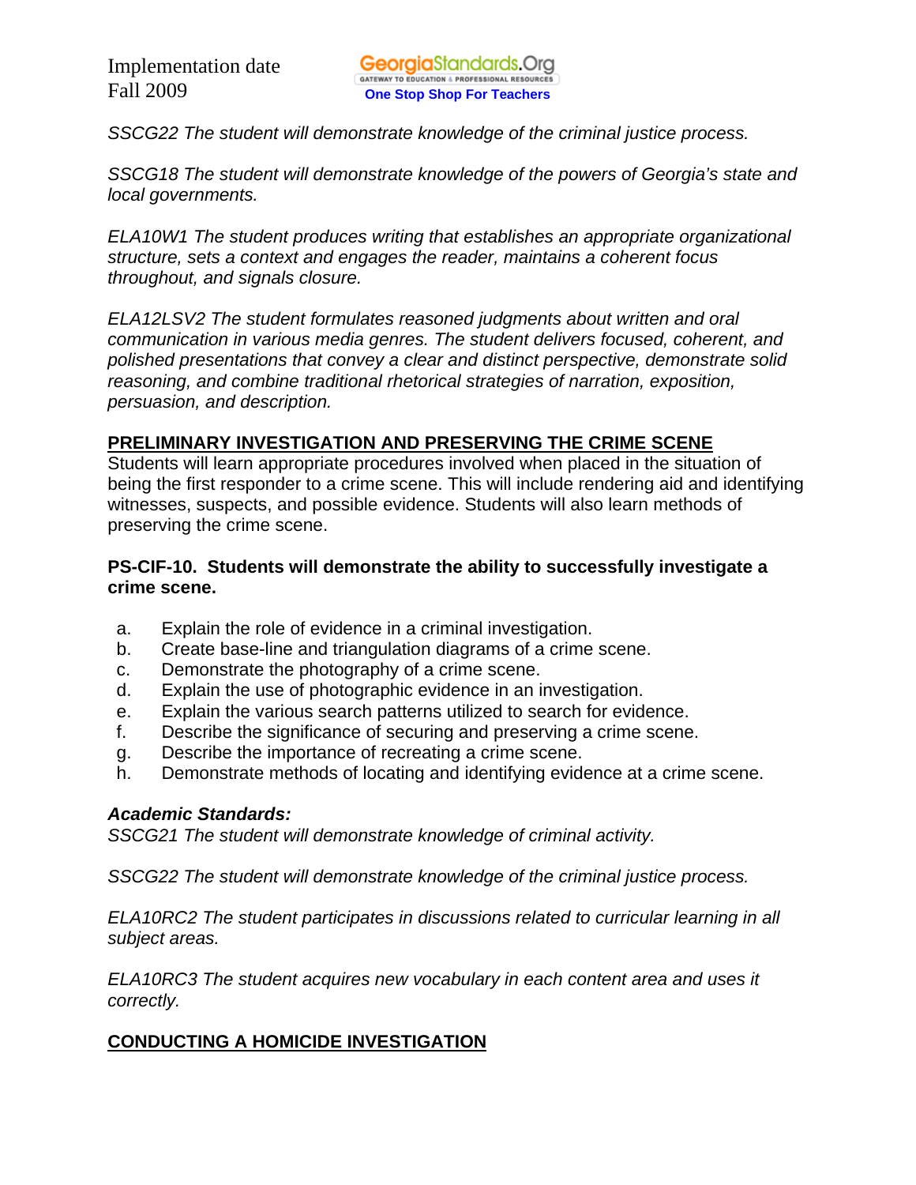*SSCG22 The student will demonstrate knowledge of the criminal justice process.*

*SSCG18 The student will demonstrate knowledge of the powers of Georgia's state and local governments.*

*ELA10W1 The student produces writing that establishes an appropriate organizational structure, sets a context and engages the reader, maintains a coherent focus throughout, and signals closure.*

*ELA12LSV2 The student formulates reasoned judgments about written and oral communication in various media genres. The student delivers focused, coherent, and polished presentations that convey a clear and distinct perspective, demonstrate solid reasoning, and combine traditional rhetorical strategies of narration, exposition, persuasion, and description.*

## PRELIMINARY INVESTIGATION AND PRESERVING THE CRIME SCENE

Students will learn appropriate procedures involved when placed in the situation of being the first responder to a crime scene. This will include rendering aid and identifying witnesses, suspects, and possible evidence. Students will also learn methods of preserving the crime scene.

**PS-CIF-10. Students will demonstrate the ability to successfully investigate a crime scene.**

a. Explain the role of evidence in a criminal investigation.
b. Create base-line and triangulation diagrams of a crime scene.
c. Demonstrate the photography of a crime scene.
d. Explain the use of photographic evidence in an investigation.
e. Explain the various search patterns utilized to search for evidence.
f. Describe the significance of securing and preserving a crime scene.
g. Describe the importance of recreating a crime scene.
h. Demonstrate methods of locating and identifying evidence at a crime scene.

***Academic Standards:***

*SSCG21 The student will demonstrate knowledge of criminal activity.*

*SSCG22 The student will demonstrate knowledge of the criminal justice process.*

*ELA10RC2 The student participates in discussions related to curricular learning in all subject areas.*

*ELA10RC3 The student acquires new vocabulary in each content area and uses it correctly.*

## CONDUCTING A HOMICIDE INVESTIGATION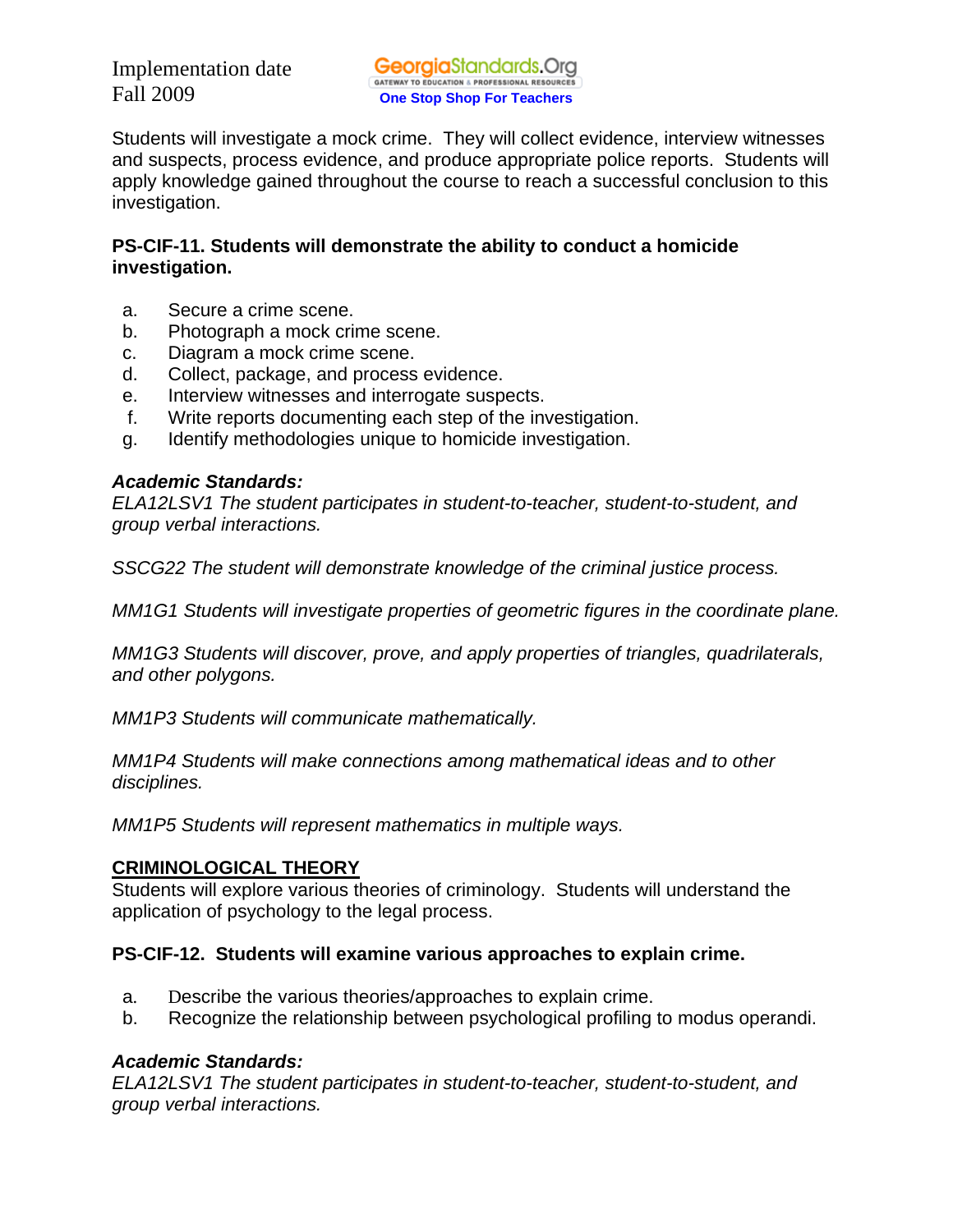Students will investigate a mock crime. They will collect evidence, interview witnesses and suspects, process evidence, and produce appropriate police reports. Students will apply knowledge gained throughout the course to reach a successful conclusion to this investigation.

**PS-CIF-11. Students will demonstrate the ability to conduct a homicide investigation.**

a. Secure a crime scene.
b. Photograph a mock crime scene.
c. Diagram a mock crime scene.
d. Collect, package, and process evidence.
e. Interview witnesses and interrogate suspects.
f. Write reports documenting each step of the investigation.
g. Identify methodologies unique to homicide investigation.

***Academic Standards:***
*ELA12LSV1 The student participates in student-to-teacher, student-to-student, and group verbal interactions.*

*SSCG22 The student will demonstrate knowledge of the criminal justice process.*

*MM1G1 Students will investigate properties of geometric figures in the coordinate plane.*

*MM1G3 Students will discover, prove, and apply properties of triangles, quadrilaterals, and other polygons.*

*MM1P3 Students will communicate mathematically.*

*MM1P4 Students will make connections among mathematical ideas and to other disciplines.*

*MM1P5 Students will represent mathematics in multiple ways.*

## CRIMINOLOGICAL THEORY

Students will explore various theories of criminology. Students will understand the application of psychology to the legal process.

**PS-CIF-12. Students will examine various approaches to explain crime.**

a. Describe the various theories/approaches to explain crime.
b. Recognize the relationship between psychological profiling to modus operandi.

***Academic Standards:***
*ELA12LSV1 The student participates in student-to-teacher, student-to-student, and group verbal interactions.*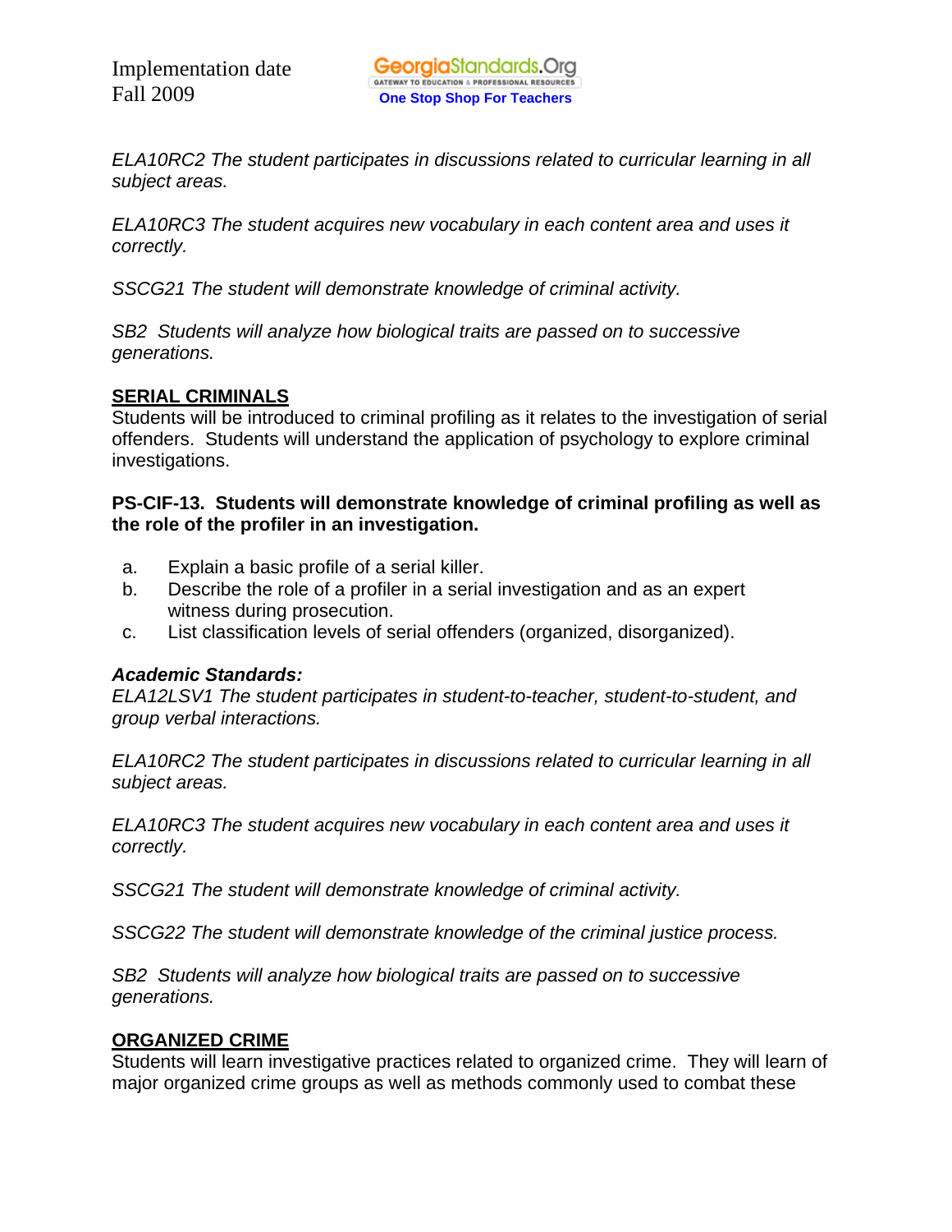*ELA10RC2 The student participates in discussions related to curricular learning in all subject areas.*

*ELA10RC3 The student acquires new vocabulary in each content area and uses it correctly.*

*SSCG21 The student will demonstrate knowledge of criminal activity.*

*SB2 Students will analyze how biological traits are passed on to successive generations.*

## SERIAL CRIMINALS

Students will be introduced to criminal profiling as it relates to the investigation of serial offenders. Students will understand the application of psychology to explore criminal investigations.

**PS-CIF-13. Students will demonstrate knowledge of criminal profiling as well as the role of the profiler in an investigation.**

a. Explain a basic profile of a serial killer.
b. Describe the role of a profiler in a serial investigation and as an expert witness during prosecution.
c. List classification levels of serial offenders (organized, disorganized).

***Academic Standards:***

*ELA12LSV1 The student participates in student-to-teacher, student-to-student, and group verbal interactions.*

*ELA10RC2 The student participates in discussions related to curricular learning in all subject areas.*

*ELA10RC3 The student acquires new vocabulary in each content area and uses it correctly.*

*SSCG21 The student will demonstrate knowledge of criminal activity.*

*SSCG22 The student will demonstrate knowledge of the criminal justice process.*

*SB2 Students will analyze how biological traits are passed on to successive generations.*

## ORGANIZED CRIME

Students will learn investigative practices related to organized crime. They will learn of major organized crime groups as well as methods commonly used to combat these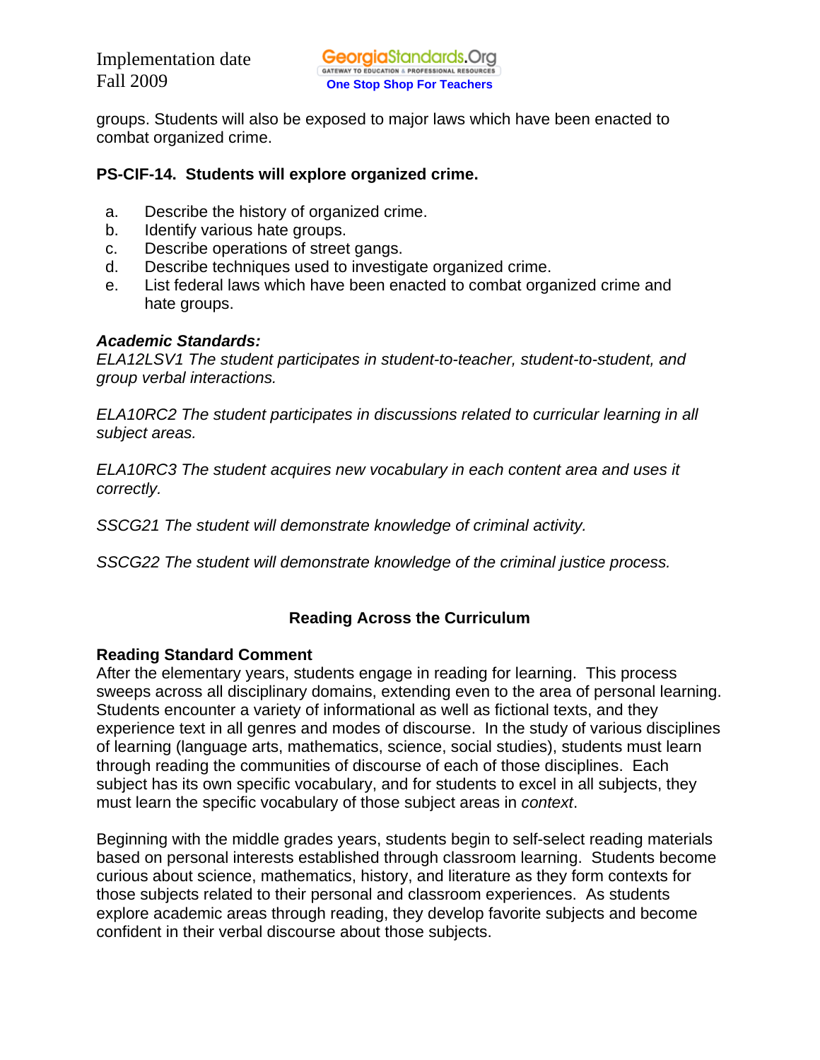groups. Students will also be exposed to major laws which have been enacted to combat organized crime.

**PS-CIF-14. Students will explore organized crime.**

a. Describe the history of organized crime.
b. Identify various hate groups.
c. Describe operations of street gangs.
d. Describe techniques used to investigate organized crime.
e. List federal laws which have been enacted to combat organized crime and hate groups.

***Academic Standards:***
*ELA12LSV1 The student participates in student-to-teacher, student-to-student, and group verbal interactions.*

*ELA10RC2 The student participates in discussions related to curricular learning in all subject areas.*

*ELA10RC3 The student acquires new vocabulary in each content area and uses it correctly.*

*SSCG21 The student will demonstrate knowledge of criminal activity.*

*SSCG22 The student will demonstrate knowledge of the criminal justice process.*

## Reading Across the Curriculum

**Reading Standard Comment**
After the elementary years, students engage in reading for learning. This process sweeps across all disciplinary domains, extending even to the area of personal learning. Students encounter a variety of informational as well as fictional texts, and they experience text in all genres and modes of discourse. In the study of various disciplines of learning (language arts, mathematics, science, social studies), students must learn through reading the communities of discourse of each of those disciplines. Each subject has its own specific vocabulary, and for students to excel in all subjects, they must learn the specific vocabulary of those subject areas in *context*.

Beginning with the middle grades years, students begin to self-select reading materials based on personal interests established through classroom learning. Students become curious about science, mathematics, history, and literature as they form contexts for those subjects related to their personal and classroom experiences. As students explore academic areas through reading, they develop favorite subjects and become confident in their verbal discourse about those subjects.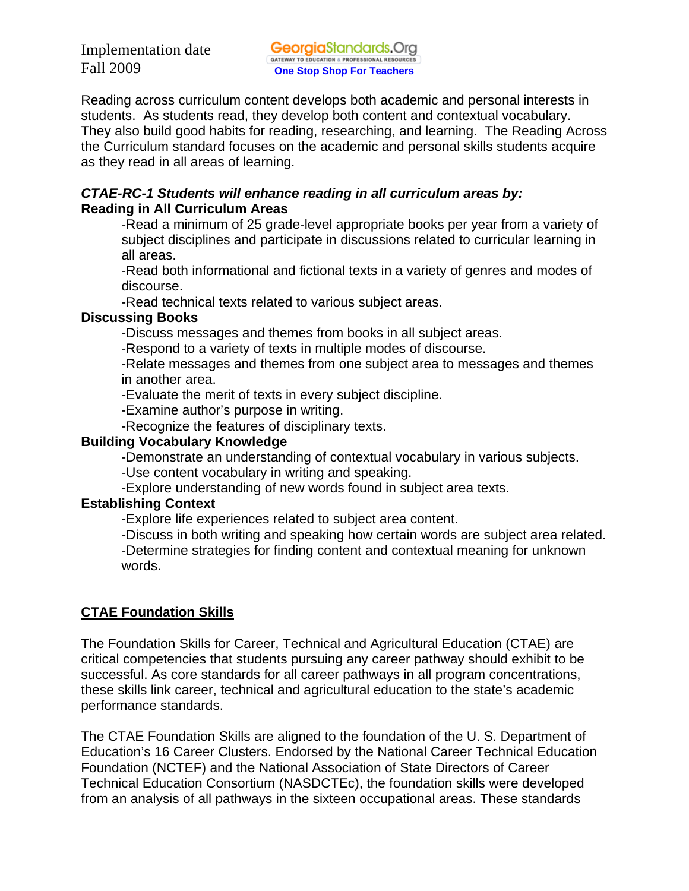Implementation date
Fall 2009

Reading across curriculum content develops both academic and personal interests in students. As students read, they develop both content and contextual vocabulary. They also build good habits for reading, researching, and learning. The Reading Across the Curriculum standard focuses on the academic and personal skills students acquire as they read in all areas of learning.

***CTAE-RC-1 Students will enhance reading in all curriculum areas by:***

**Reading in All Curriculum Areas**

-Read a minimum of 25 grade-level appropriate books per year from a variety of subject disciplines and participate in discussions related to curricular learning in all areas.

-Read both informational and fictional texts in a variety of genres and modes of discourse.

-Read technical texts related to various subject areas.

**Discussing Books**

-Discuss messages and themes from books in all subject areas.

-Respond to a variety of texts in multiple modes of discourse.

-Relate messages and themes from one subject area to messages and themes in another area.

-Evaluate the merit of texts in every subject discipline.

-Examine author's purpose in writing.

-Recognize the features of disciplinary texts.

**Building Vocabulary Knowledge**

-Demonstrate an understanding of contextual vocabulary in various subjects.

-Use content vocabulary in writing and speaking.

-Explore understanding of new words found in subject area texts.

**Establishing Context**

-Explore life experiences related to subject area content.

-Discuss in both writing and speaking how certain words are subject area related.

-Determine strategies for finding content and contextual meaning for unknown words.

## CTAE Foundation Skills

The Foundation Skills for Career, Technical and Agricultural Education (CTAE) are critical competencies that students pursuing any career pathway should exhibit to be successful. As core standards for all career pathways in all program concentrations, these skills link career, technical and agricultural education to the state's academic performance standards.

The CTAE Foundation Skills are aligned to the foundation of the U. S. Department of Education's 16 Career Clusters. Endorsed by the National Career Technical Education Foundation (NCTEF) and the National Association of State Directors of Career Technical Education Consortium (NASDCTEc), the foundation skills were developed from an analysis of all pathways in the sixteen occupational areas. These standards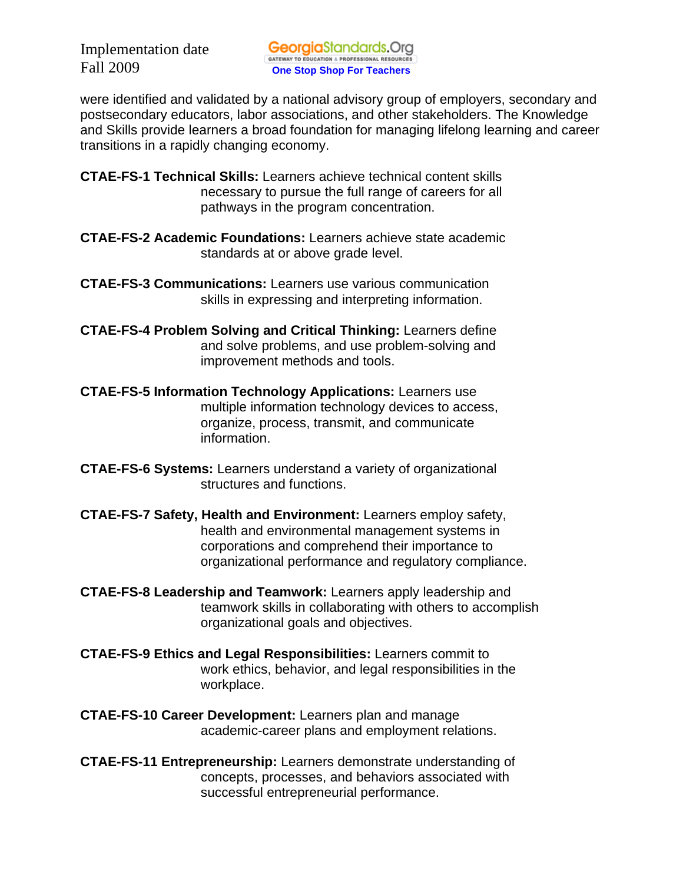were identified and validated by a national advisory group of employers, secondary and postsecondary educators, labor associations, and other stakeholders. The Knowledge and Skills provide learners a broad foundation for managing lifelong learning and career transitions in a rapidly changing economy.

**CTAE-FS-1 Technical Skills:** Learners achieve technical content skills necessary to pursue the full range of careers for all pathways in the program concentration.

**CTAE-FS-2 Academic Foundations:** Learners achieve state academic standards at or above grade level.

**CTAE-FS-3 Communications:** Learners use various communication skills in expressing and interpreting information.

**CTAE-FS-4 Problem Solving and Critical Thinking:** Learners define and solve problems, and use problem-solving and improvement methods and tools.

**CTAE-FS-5 Information Technology Applications:** Learners use multiple information technology devices to access, organize, process, transmit, and communicate information.

**CTAE-FS-6 Systems:** Learners understand a variety of organizational structures and functions.

**CTAE-FS-7 Safety, Health and Environment:** Learners employ safety, health and environmental management systems in corporations and comprehend their importance to organizational performance and regulatory compliance.

**CTAE-FS-8 Leadership and Teamwork:** Learners apply leadership and teamwork skills in collaborating with others to accomplish organizational goals and objectives.

**CTAE-FS-9 Ethics and Legal Responsibilities:** Learners commit to work ethics, behavior, and legal responsibilities in the workplace.

**CTAE-FS-10 Career Development:** Learners plan and manage academic-career plans and employment relations.

**CTAE-FS-11 Entrepreneurship:** Learners demonstrate understanding of concepts, processes, and behaviors associated with successful entrepreneurial performance.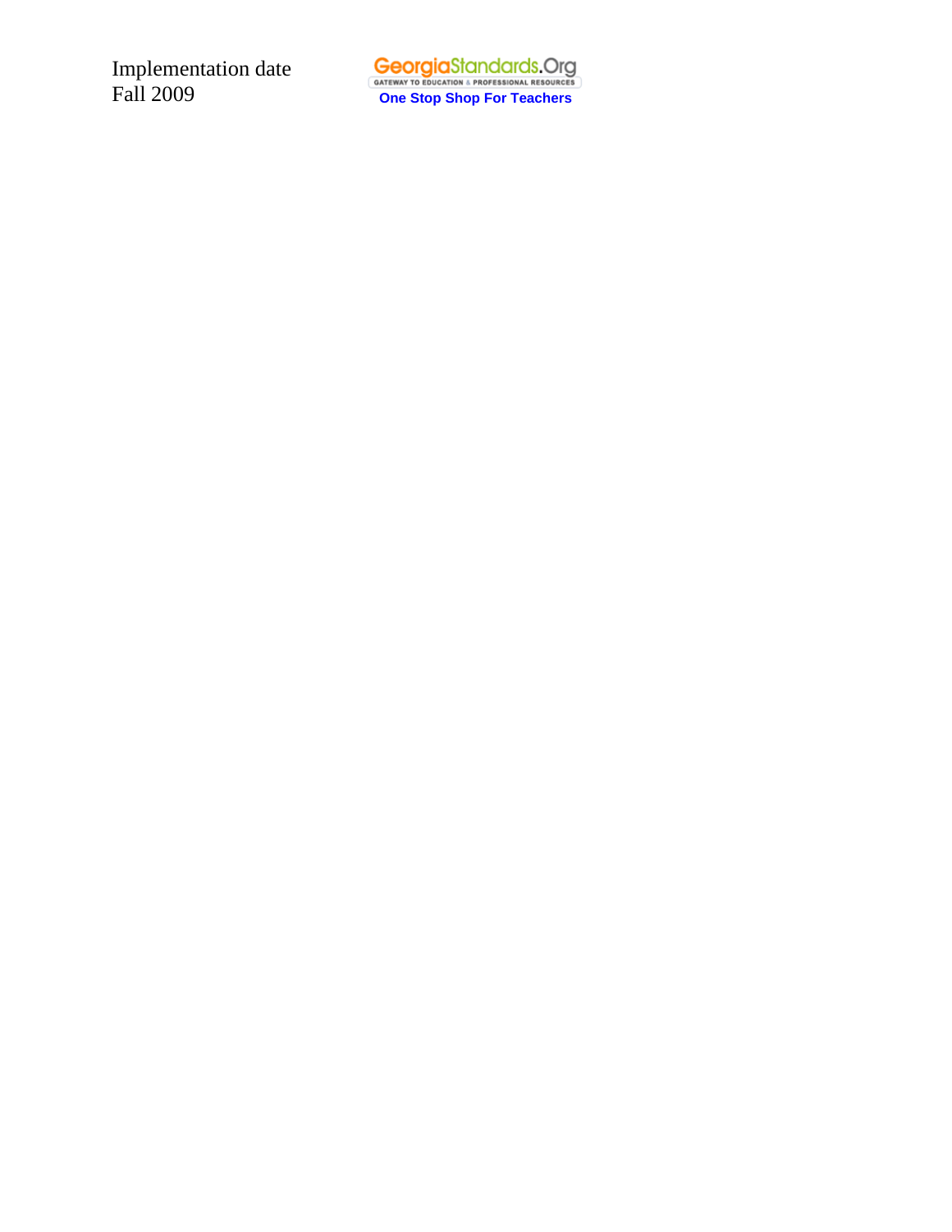Implementation date
Fall 2009

GeorgiaStandards.Org
GATEWAY TO EDUCATION & PROFESSIONAL RESOURCES
One Stop Shop For Teachers